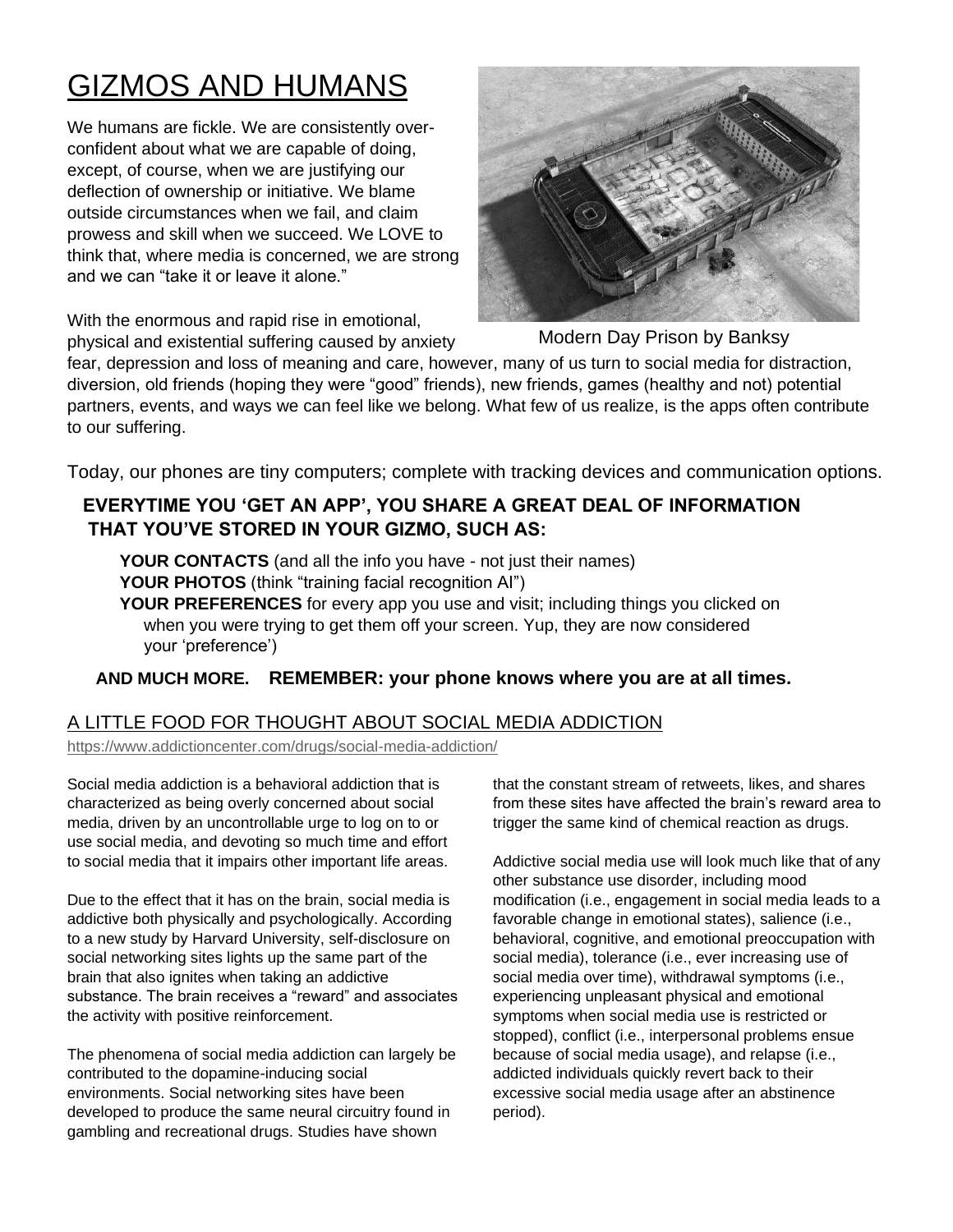# GIZMOS AND HUMANS

We humans are fickle. We are consistently over-confident about what we are capable of doing, except, of course, when we are justifying our deflection of ownership or initiative. We blame outside circumstances when we fail, and claim prowess and skill when we succeed. We LOVE to think that, where media is concerned, we are strong and we can "take it or leave it alone."

Modern Day Prison by Banksy

With the enormous and rapid rise in emotional, physical and existential suffering caused by anxiety fear, depression and loss of meaning and care, however, many of us turn to social media for distraction, diversion, old friends (hoping they were "good" friends), new friends, games (healthy and not) potential partners, events, and ways we can feel like we belong. What few of us realize, is the apps often contribute to our suffering.

Today, our phones are tiny computers; complete with tracking devices and communication options.

**EVERYTIME YOU 'GET AN APP', YOU SHARE A GREAT DEAL OF INFORMATION THAT YOU'VE STORED IN YOUR GIZMO, SUCH AS:**

**YOUR CONTACTS** (and all the info you have - not just their names)
**YOUR PHOTOS** (think "training facial recognition AI")
**YOUR PREFERENCES** for every app you use and visit; including things you clicked on when you were trying to get them off your screen. Yup, they are now considered your 'preference')

**AND MUCH MORE. REMEMBER: your phone knows where you are at all times.**

## A LITTLE FOOD FOR THOUGHT ABOUT SOCIAL MEDIA ADDICTION

https://www.addictioncenter.com/drugs/social-media-addiction/

Social media addiction is a behavioral addiction that is characterized as being overly concerned about social media, driven by an uncontrollable urge to log on to or use social media, and devoting so much time and effort to social media that it impairs other important life areas.

Due to the effect that it has on the brain, social media is addictive both physically and psychologically. According to a new study by Harvard University, self-disclosure on social networking sites lights up the same part of the brain that also ignites when taking an addictive substance. The brain receives a "reward" and associates the activity with positive reinforcement.

The phenomena of social media addiction can largely be contributed to the dopamine-inducing social environments. Social networking sites have been developed to produce the same neural circuitry found in gambling and recreational drugs. Studies have shown that the constant stream of retweets, likes, and shares from these sites have affected the brain's reward area to trigger the same kind of chemical reaction as drugs.

Addictive social media use will look much like that of any other substance use disorder, including mood modification (i.e., engagement in social media leads to a favorable change in emotional states), salience (i.e., behavioral, cognitive, and emotional preoccupation with social media), tolerance (i.e., ever increasing use of social media over time), withdrawal symptoms (i.e., experiencing unpleasant physical and emotional symptoms when social media use is restricted or stopped), conflict (i.e., interpersonal problems ensue because of social media usage), and relapse (i.e., addicted individuals quickly revert back to their excessive social media usage after an abstinence period).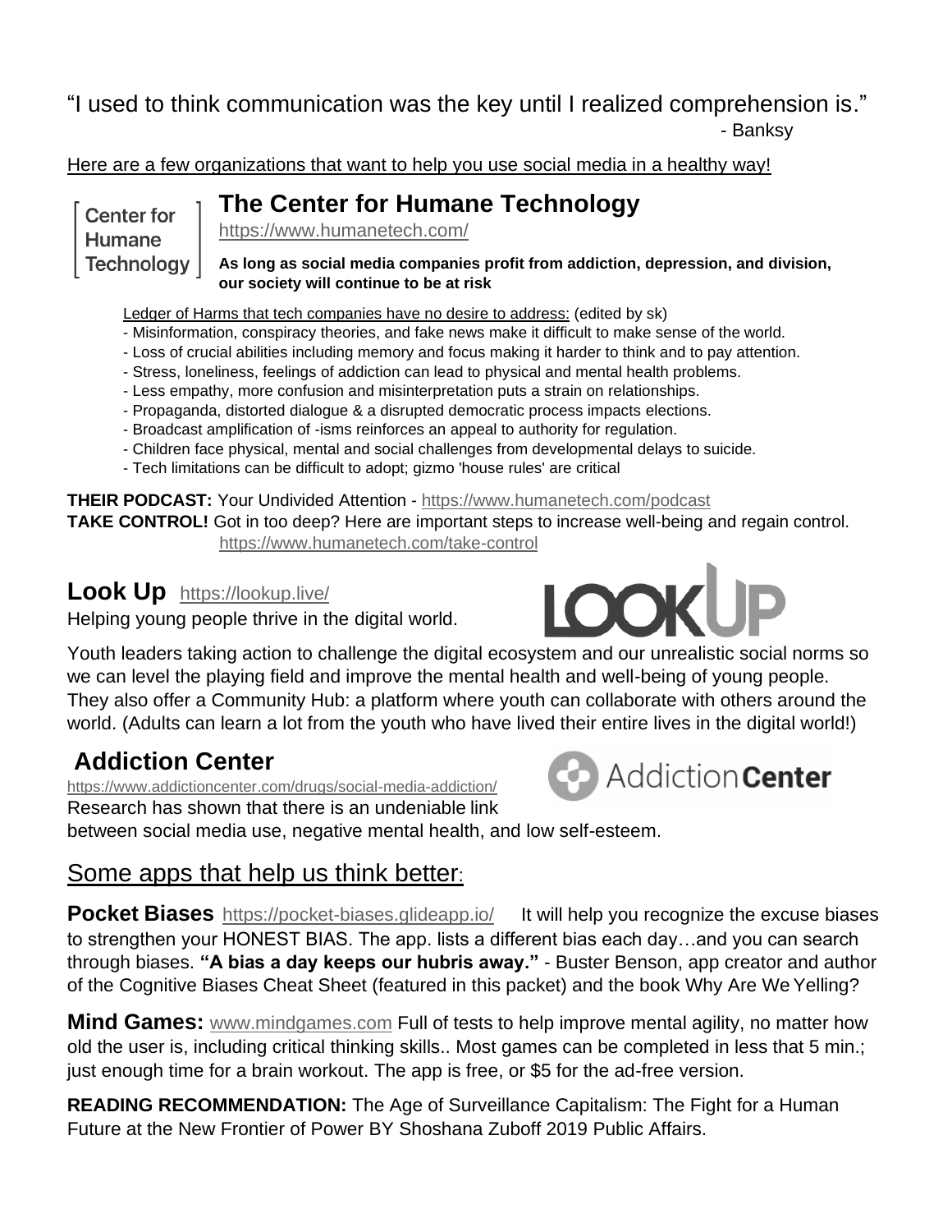"I used to think communication was the key until I realized comprehension is."

- Banksy

Here are a few organizations that want to help you use social media in a healthy way!

## The Center for Humane Technology

https://www.humanetech.com/

**As long as social media companies profit from addiction, depression, and division, our society will continue to be at risk**

Ledger of Harms that tech companies have no desire to address: (edited by sk)

- Misinformation, conspiracy theories, and fake news make it difficult to make sense of the world.
- Loss of crucial abilities including memory and focus making it harder to think and to pay attention.
- Stress, loneliness, feelings of addiction can lead to physical and mental health problems.
- Less empathy, more confusion and misinterpretation puts a strain on relationships.
- Propaganda, distorted dialogue & a disrupted democratic process impacts elections.
- Broadcast amplification of -isms reinforces an appeal to authority for regulation.
- Children face physical, mental and social challenges from developmental delays to suicide.
- Tech limitations can be difficult to adopt; gizmo 'house rules' are critical

**THEIR PODCAST:** Your Undivided Attention - https://www.humanetech.com/podcast

**TAKE CONTROL!** Got in too deep? Here are important steps to increase well-being and regain control. https://www.humanetech.com/take-control

## Look Up https://lookup.live/

Helping young people thrive in the digital world.

Youth leaders taking action to challenge the digital ecosystem and our unrealistic social norms so we can level the playing field and improve the mental health and well-being of young people. They also offer a Community Hub: a platform where youth can collaborate with others around the world. (Adults can learn a lot from the youth who have lived their entire lives in the digital world!)

## Addiction Center

https://www.addictioncenter.com/drugs/social-media-addiction/

Research has shown that there is an undeniable link between social media use, negative mental health, and low self-esteem.

## Some apps that help us think better:

**Pocket Biases** https://pocket-biases.glideapp.io/ It will help you recognize the excuse biases to strengthen your HONEST BIAS. The app. lists a different bias each day…and you can search through biases. **"A bias a day keeps our hubris away."** - Buster Benson, app creator and author of the Cognitive Biases Cheat Sheet (featured in this packet) and the book Why Are We Yelling?

**Mind Games:** www.mindgames.com Full of tests to help improve mental agility, no matter how old the user is, including critical thinking skills.. Most games can be completed in less that 5 min.; just enough time for a brain workout. The app is free, or $5 for the ad-free version.

**READING RECOMMENDATION:** The Age of Surveillance Capitalism: The Fight for a Human Future at the New Frontier of Power BY Shoshana Zuboff 2019 Public Affairs.